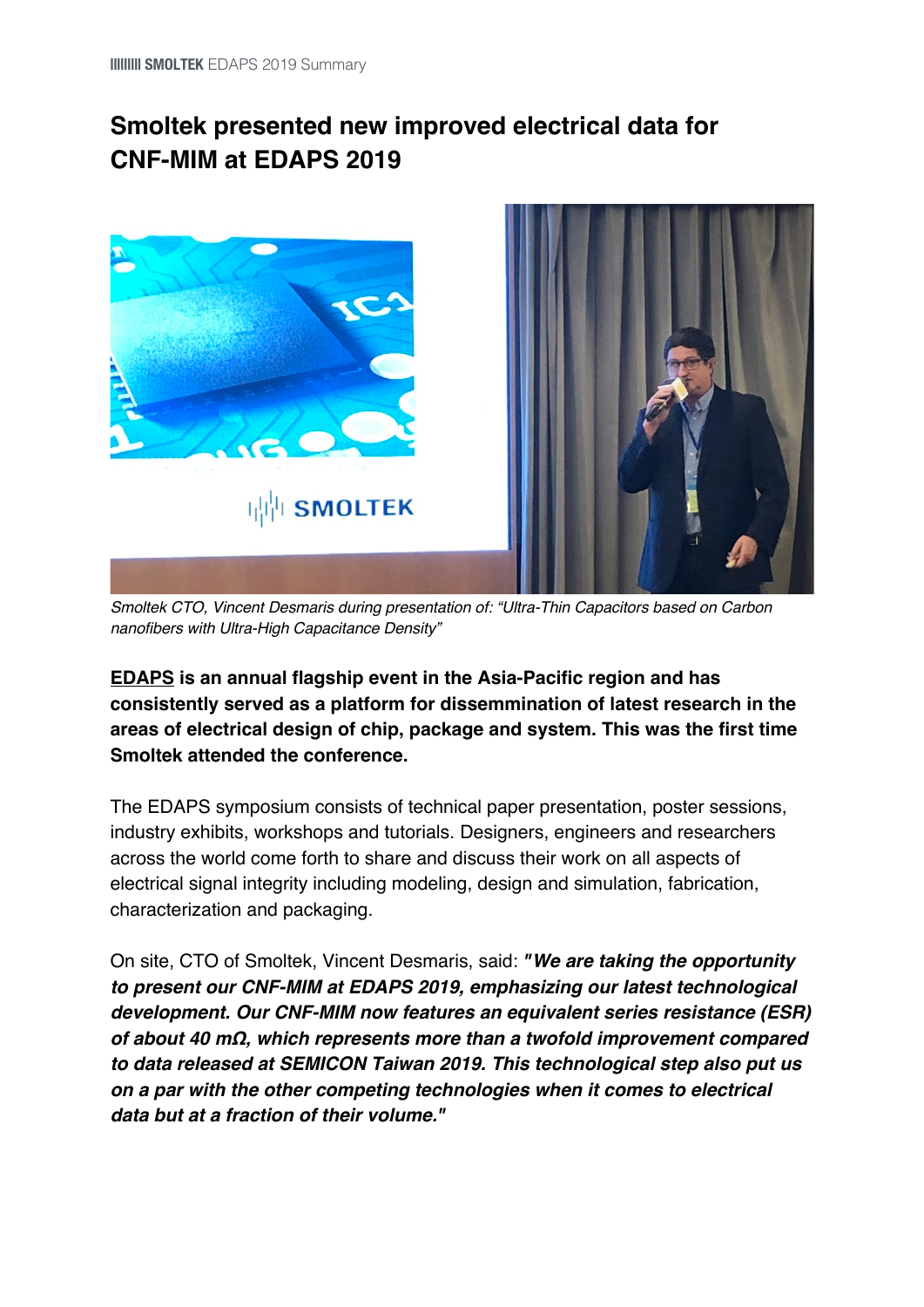# Smoltek presented new improved electrical data for CNF-MIM at EDAPS 2019

*Smoltek CTO, Vincent Desmaris during presentation of: "Ultra-Thin Capacitors based on Carbon nanofibers with Ultra-High Capacitance Density"*

**EDAPS is an annual flagship event in the Asia-Pacific region and has consistently served as a platform for dissemination of latest research in the areas of electrical design of chip, package and system. This was the first time Smoltek attended the conference.**

The EDAPS symposium consists of technical paper presentation, poster sessions, industry exhibits, workshops and tutorials. Designers, engineers and researchers across the world come forth to share and discuss their work on all aspects of electrical signal integrity including modeling, design and simulation, fabrication, characterization and packaging.

On site, CTO of Smoltek, Vincent Desmaris, said: ***"We are taking the opportunity to present our CNF-MIM at EDAPS 2019, emphasizing our latest technological development. Our CNF-MIM now features an equivalent series resistance (ESR) of about 40 mΩ, which represents more than a twofold improvement compared to data released at SEMICON Taiwan 2019. This technological step also put us on a par with the other competing technologies when it comes to electrical data but at a fraction of their volume."***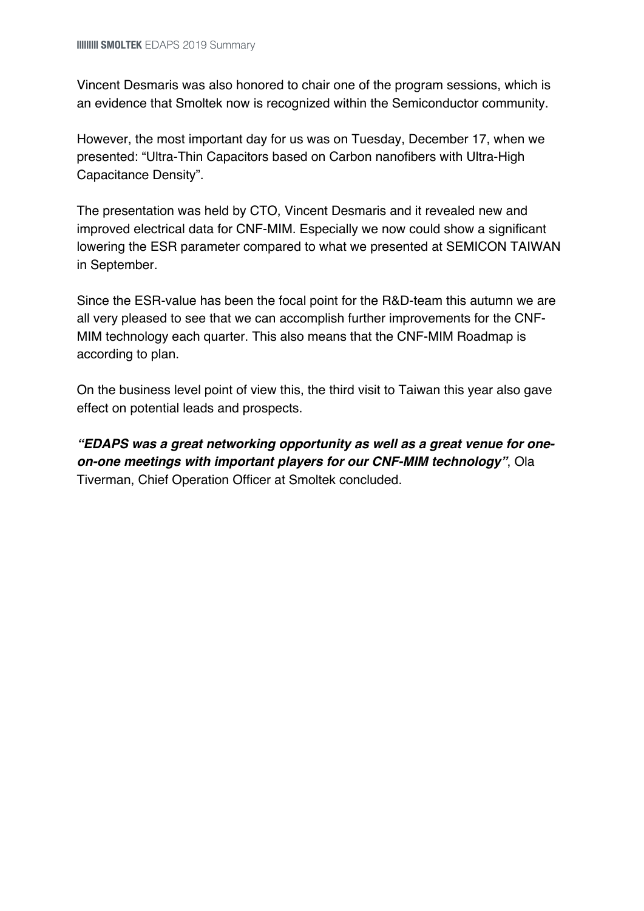Vincent Desmaris was also honored to chair one of the program sessions, which is an evidence that Smoltek now is recognized within the Semiconductor community.

However, the most important day for us was on Tuesday, December 17, when we presented: “Ultra-Thin Capacitors based on Carbon nanofibers with Ultra-High Capacitance Density”.

The presentation was held by CTO, Vincent Desmaris and it revealed new and improved electrical data for CNF-MIM. Especially we now could show a significant lowering the ESR parameter compared to what we presented at SEMICON TAIWAN in September.

Since the ESR-value has been the focal point for the R&D-team this autumn we are all very pleased to see that we can accomplish further improvements for the CNF-MIM technology each quarter. This also means that the CNF-MIM Roadmap is according to plan.

On the business level point of view this, the third visit to Taiwan this year also gave effect on potential leads and prospects.

***“EDAPS was a great networking opportunity as well as a great venue for one-on-one meetings with important players for our CNF-MIM technology”***, Ola Tiverman, Chief Operation Officer at Smoltek concluded.